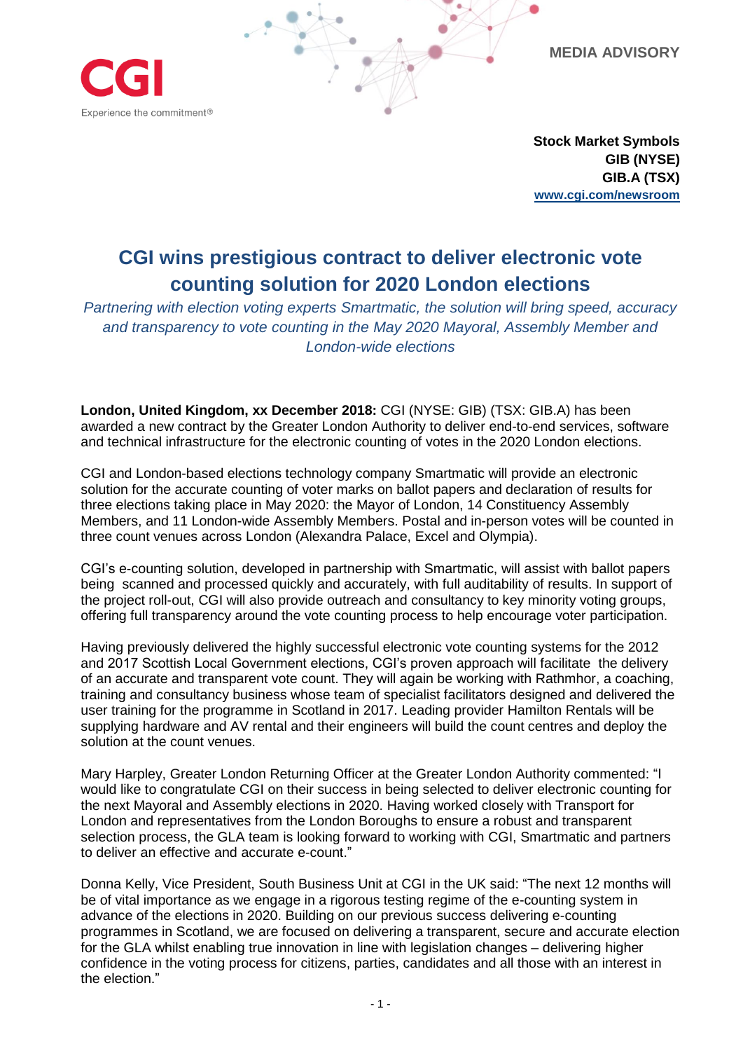CGI

Experience the commitment®

MEDIA ADVISORY

**Stock Market Symbols**
**GIB (NYSE)**
**GIB.A (TSX)**
**www.cgi.com/newsroom**

# CGI wins prestigious contract to deliver electronic vote counting solution for 2020 London elections

*Partnering with election voting experts Smartmatic, the solution will bring speed, accuracy and transparency to vote counting in the May 2020 Mayoral, Assembly Member and London-wide elections*

**London, United Kingdom, xx December 2018:** CGI (NYSE: GIB) (TSX: GIB.A) has been awarded a new contract by the Greater London Authority to deliver end-to-end services, software and technical infrastructure for the electronic counting of votes in the 2020 London elections.

CGI and London-based elections technology company Smartmatic will provide an electronic solution for the accurate counting of voter marks on ballot papers and declaration of results for three elections taking place in May 2020: the Mayor of London, 14 Constituency Assembly Members, and 11 London-wide Assembly Members. Postal and in-person votes will be counted in three count venues across London (Alexandra Palace, Excel and Olympia).

CGI's e-counting solution, developed in partnership with Smartmatic, will assist with ballot papers being scanned and processed quickly and accurately, with full auditability of results. In support of the project roll-out, CGI will also provide outreach and consultancy to key minority voting groups, offering full transparency around the vote counting process to help encourage voter participation.

Having previously delivered the highly successful electronic vote counting systems for the 2012 and 2017 Scottish Local Government elections, CGI's proven approach will facilitate the delivery of an accurate and transparent vote count. They will again be working with Rathmhor, a coaching, training and consultancy business whose team of specialist facilitators designed and delivered the user training for the programme in Scotland in 2017. Leading provider Hamilton Rentals will be supplying hardware and AV rental and their engineers will build the count centres and deploy the solution at the count venues.

Mary Harpley, Greater London Returning Officer at the Greater London Authority commented: "I would like to congratulate CGI on their success in being selected to deliver electronic counting for the next Mayoral and Assembly elections in 2020. Having worked closely with Transport for London and representatives from the London Boroughs to ensure a robust and transparent selection process, the GLA team is looking forward to working with CGI, Smartmatic and partners to deliver an effective and accurate e-count."

Donna Kelly, Vice President, South Business Unit at CGI in the UK said: "The next 12 months will be of vital importance as we engage in a rigorous testing regime of the e-counting system in advance of the elections in 2020. Building on our previous success delivering e-counting programmes in Scotland, we are focused on delivering a transparent, secure and accurate election for the GLA whilst enabling true innovation in line with legislation changes – delivering higher confidence in the voting process for citizens, parties, candidates and all those with an interest in the election."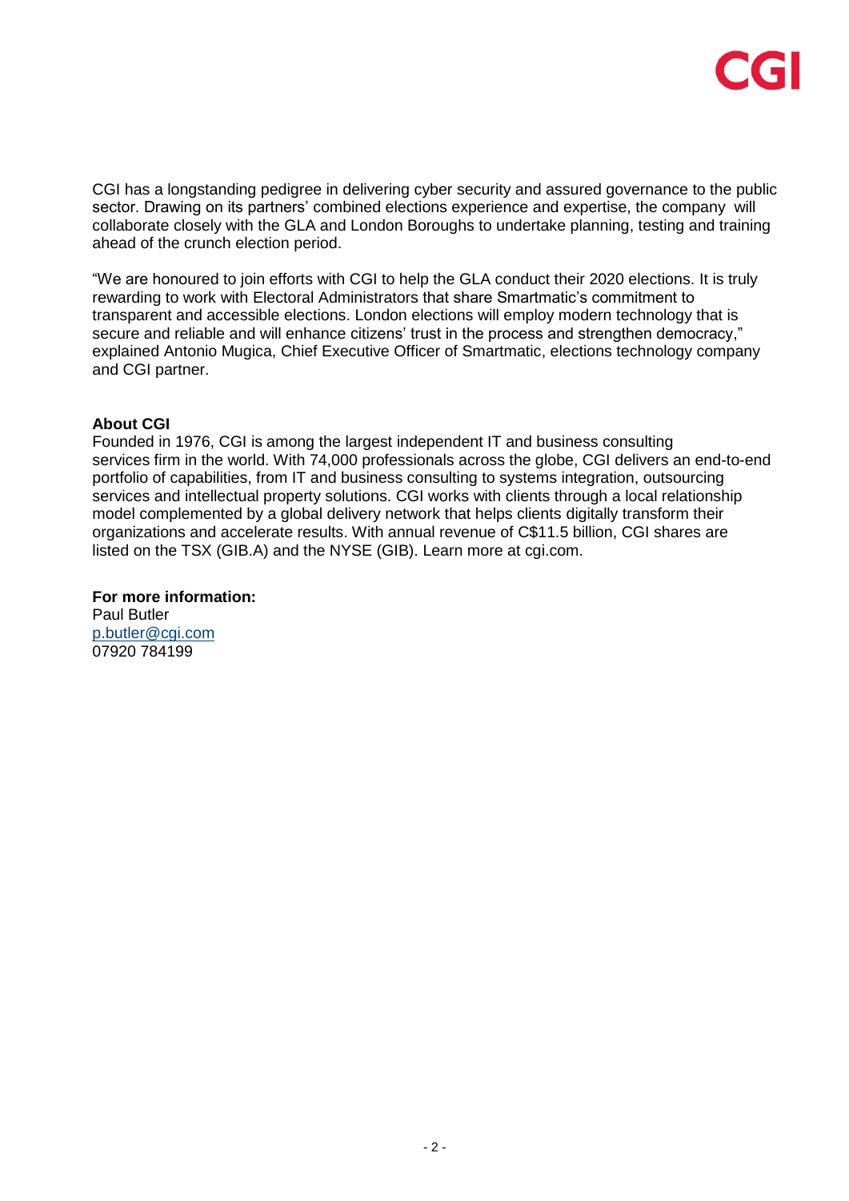CGI has a longstanding pedigree in delivering cyber security and assured governance to the public sector. Drawing on its partners' combined elections experience and expertise, the company will collaborate closely with the GLA and London Boroughs to undertake planning, testing and training ahead of the crunch election period.

"We are honoured to join efforts with CGI to help the GLA conduct their 2020 elections. It is truly rewarding to work with Electoral Administrators that share Smartmatic's commitment to transparent and accessible elections. London elections will employ modern technology that is secure and reliable and will enhance citizens' trust in the process and strengthen democracy," explained Antonio Mugica, Chief Executive Officer of Smartmatic, elections technology company and CGI partner.

**About CGI**
Founded in 1976, CGI is among the largest independent IT and business consulting services firm in the world. With 74,000 professionals across the globe, CGI delivers an end-to-end portfolio of capabilities, from IT and business consulting to systems integration, outsourcing services and intellectual property solutions. CGI works with clients through a local relationship model complemented by a global delivery network that helps clients digitally transform their organizations and accelerate results. With annual revenue of C$11.5 billion, CGI shares are listed on the TSX (GIB.A) and the NYSE (GIB). Learn more at cgi.com.

**For more information:**
Paul Butler
p.butler@cgi.com
07920 784199